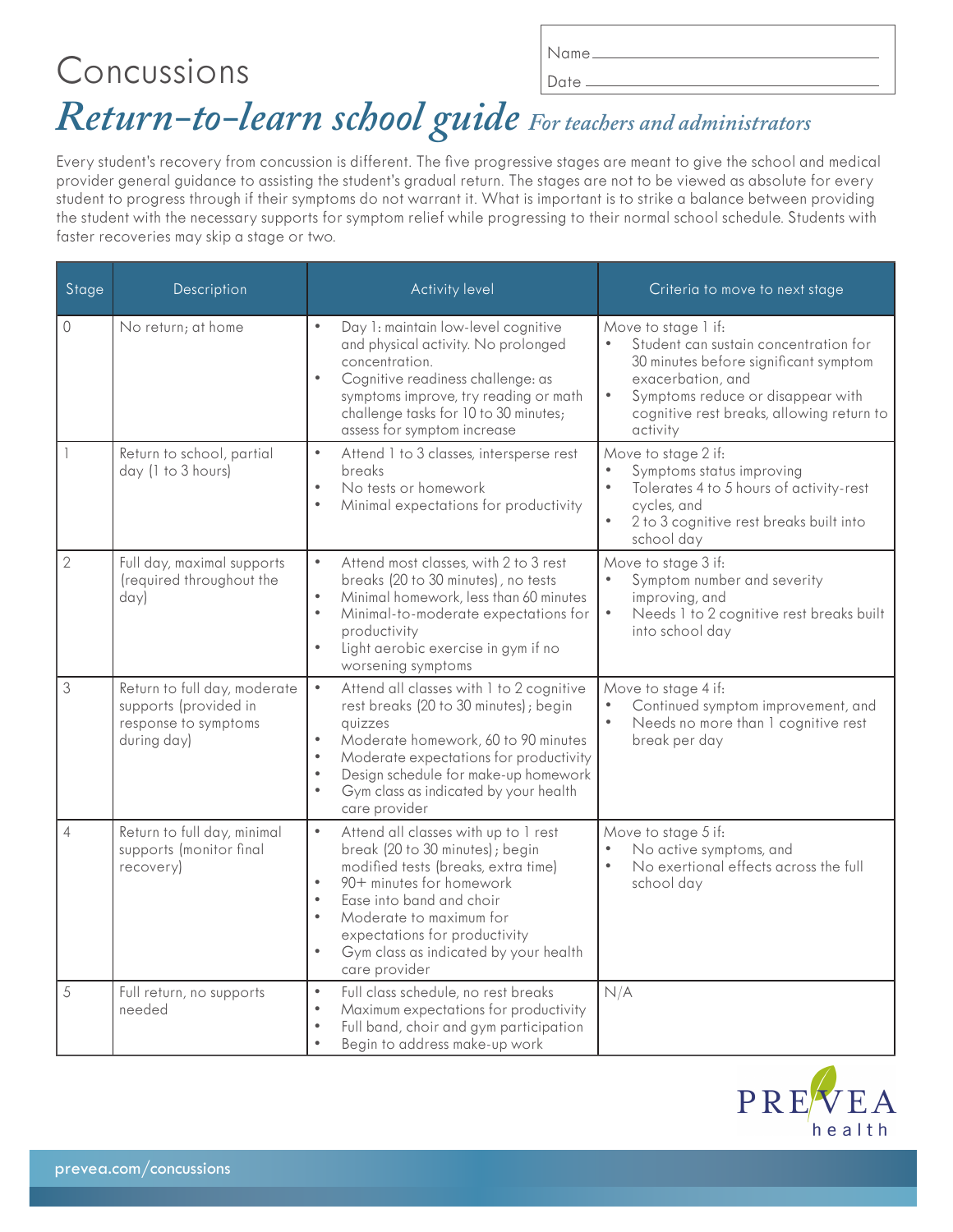Name ______________________

Date ______________________

# Concussions

## *Return-to-learn school guide* *For teachers and administrators*

Every student's recovery from concussion is different. The five progressive stages are meant to give the school and medical provider general guidance to assisting the student's gradual return. The stages are not to be viewed as absolute for every student to progress through if their symptoms do not warrant it. What is important is to strike a balance between providing the student with the necessary supports for symptom relief while progressing to their normal school schedule. Students with faster recoveries may skip a stage or two.

| Stage | Description | Activity level | Criteria to move to next stage |
|---|---|---|---|
| 0 | No return; at home | • Day 1: maintain low-level cognitive and physical activity. No prolonged concentration.<br>• Cognitive readiness challenge: as symptoms improve, try reading or math challenge tasks for 10 to 30 minutes; assess for symptom increase | Move to stage 1 if:<br>• Student can sustain concentration for 30 minutes before significant symptom exacerbation, and<br>• Symptoms reduce or disappear with cognitive rest breaks, allowing return to activity |
| 1 | Return to school, partial day (1 to 3 hours) | • Attend 1 to 3 classes, intersperse rest breaks<br>• No tests or homework<br>• Minimal expectations for productivity | Move to stage 2 if:<br>• Symptoms status improving<br>• Tolerates 4 to 5 hours of activity-rest cycles, and<br>• 2 to 3 cognitive rest breaks built into school day |
| 2 | Full day, maximal supports (required throughout the day) | • Attend most classes, with 2 to 3 rest breaks (20 to 30 minutes), no tests<br>• Minimal homework, less than 60 minutes<br>• Minimal-to-moderate expectations for productivity<br>• Light aerobic exercise in gym if no worsening symptoms | Move to stage 3 if:<br>• Symptom number and severity improving, and<br>• Needs 1 to 2 cognitive rest breaks built into school day |
| 3 | Return to full day, moderate supports (provided in response to symptoms during day) | • Attend all classes with 1 to 2 cognitive rest breaks (20 to 30 minutes); begin quizzes<br>• Moderate homework, 60 to 90 minutes<br>• Moderate expectations for productivity<br>• Design schedule for make-up homework<br>• Gym class as indicated by your health care provider | Move to stage 4 if:<br>• Continued symptom improvement, and<br>• Needs no more than 1 cognitive rest break per day |
| 4 | Return to full day, minimal supports (monitor final recovery) | • Attend all classes with up to 1 rest break (20 to 30 minutes); begin modified tests (breaks, extra time)<br>• 90+ minutes for homework<br>• Ease into band and choir<br>• Moderate to maximum for expectations for productivity<br>• Gym class as indicated by your health care provider | Move to stage 5 if:<br>• No active symptoms, and<br>• No exertional effects across the full school day |
| 5 | Full return, no supports needed | • Full class schedule, no rest breaks<br>• Maximum expectations for productivity<br>• Full band, choir and gym participation<br>• Begin to address make-up work | N/A |

PREVEA health

prevea.com/concussions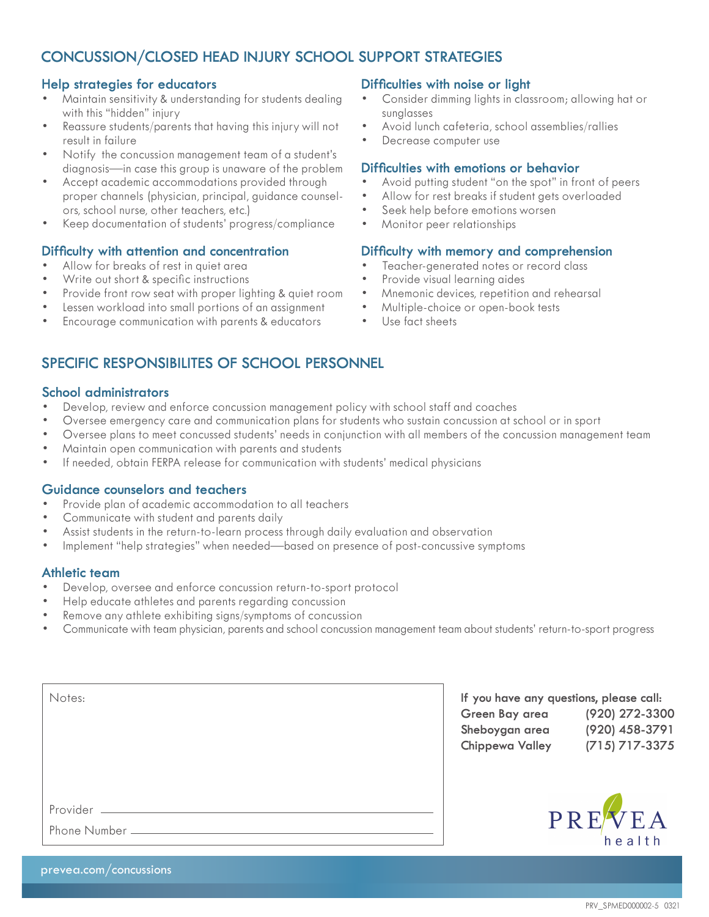## CONCUSSION/CLOSED HEAD INJURY SCHOOL SUPPORT STRATEGIES

### Help strategies for educators

- Maintain sensitivity & understanding for students dealing with this "hidden" injury
- Reassure students/parents that having this injury will not result in failure
- Notify the concussion management team of a student's diagnosis—in case this group is unaware of the problem
- Accept academic accommodations provided through proper channels (physician, principal, guidance counselors, school nurse, other teachers, etc.)
- Keep documentation of students' progress/compliance

### Difficulty with attention and concentration

- Allow for breaks of rest in quiet area
- Write out short & specific instructions
- Provide front row seat with proper lighting & quiet room
- Lessen workload into small portions of an assignment
- Encourage communication with parents & educators

### Difficulties with noise or light

- Consider dimming lights in classroom; allowing hat or sunglasses
- Avoid lunch cafeteria, school assemblies/rallies
- Decrease computer use

### Difficulties with emotions or behavior

- Avoid putting student "on the spot" in front of peers
- Allow for rest breaks if student gets overloaded
- Seek help before emotions worsen
- Monitor peer relationships

### Difficulty with memory and comprehension

- Teacher-generated notes or record class
- Provide visual learning aides
- Mnemonic devices, repetition and rehearsal
- Multiple-choice or open-book tests
- Use fact sheets

## SPECIFIC RESPONSIBILITES OF SCHOOL PERSONNEL

### School administrators

- Develop, review and enforce concussion management policy with school staff and coaches
- Oversee emergency care and communication plans for students who sustain concussion at school or in sport
- Oversee plans to meet concussed students' needs in conjunction with all members of the concussion management team
- Maintain open communication with parents and students
- If needed, obtain FERPA release for communication with students' medical physicians

### Guidance counselors and teachers

- Provide plan of academic accommodation to all teachers
- Communicate with student and parents daily
- Assist students in the return-to-learn process through daily evaluation and observation
- Implement "help strategies" when needed—based on presence of post-concussive symptoms

### Athletic team

- Develop, oversee and enforce concussion return-to-sport protocol
- Help educate athletes and parents regarding concussion
- Remove any athlete exhibiting signs/symptoms of concussion
- Communicate with team physician, parents and school concussion management team about students' return-to-sport progress

Notes:

Provider ______________________

Phone Number ______________________

**If you have any questions, please call:**

| | |
|---|---|
| **Green Bay area** | **(920) 272-3300** |
| **Sheboygan area** | **(920) 458-3791** |
| **Chippewa Valley** | **(715) 717-3375** |

PREVEA health

prevea.com/concussions

PRV_SPMED000002-5 0321